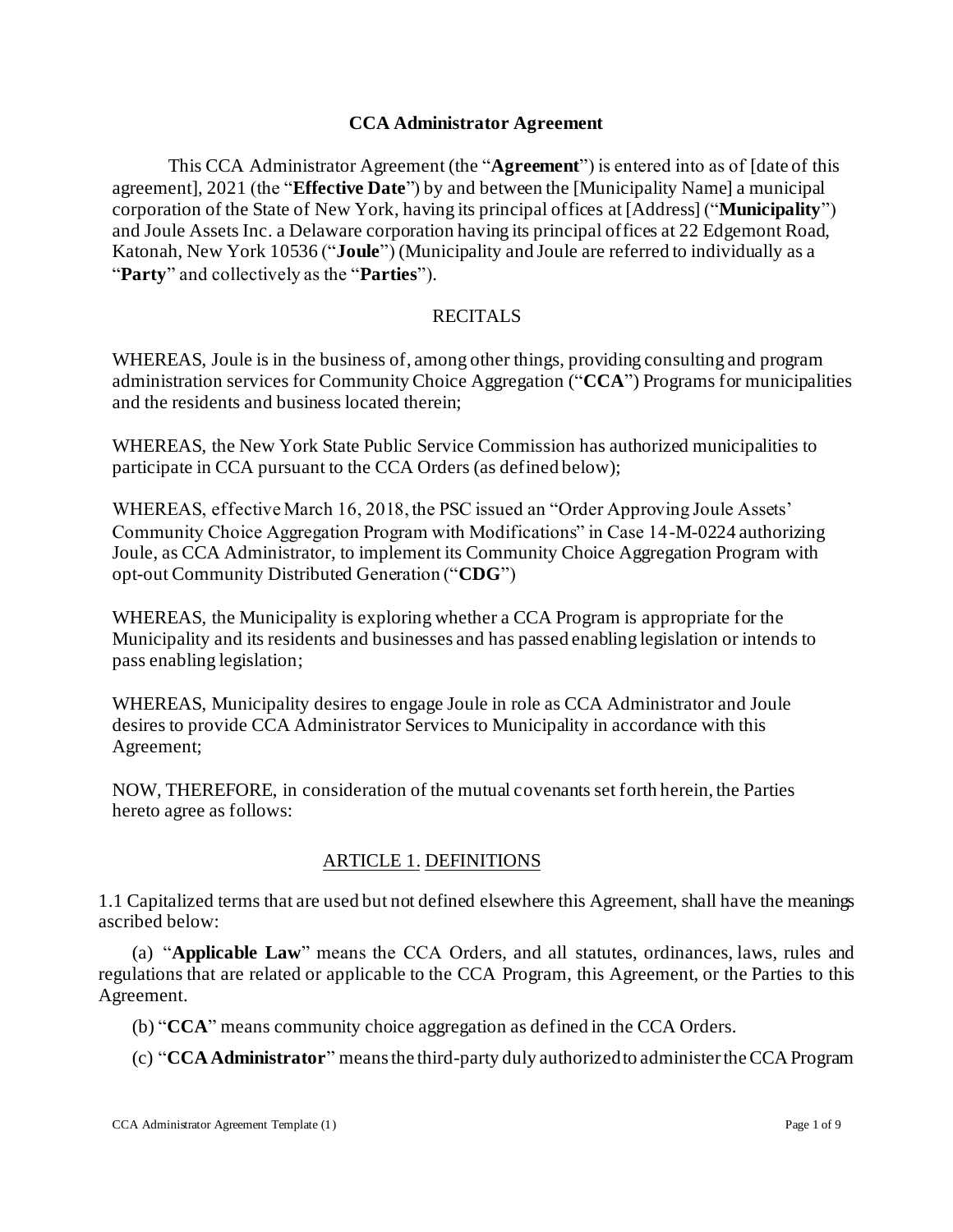# CCA Administrator Agreement

This CCA Administrator Agreement (the "**Agreement**") is entered into as of [date of this agreement], 2021 (the "**Effective Date**") by and between the [Municipality Name] a municipal corporation of the State of New York, having its principal offices at [Address] ("**Municipality**") and Joule Assets Inc. a Delaware corporation having its principal offices at 22 Edgemont Road, Katonah, New York 10536 ("**Joule**") (Municipality and Joule are referred to individually as a "**Party**" and collectively as the "**Parties**").

## RECITALS

WHEREAS, Joule is in the business of, among other things, providing consulting and program administration services for Community Choice Aggregation ("**CCA**") Programs for municipalities and the residents and business located therein;

WHEREAS, the New York State Public Service Commission has authorized municipalities to participate in CCA pursuant to the CCA Orders (as defined below);

WHEREAS, effective March 16, 2018, the PSC issued an "Order Approving Joule Assets' Community Choice Aggregation Program with Modifications" in Case 14-M-0224 authorizing Joule, as CCA Administrator, to implement its Community Choice Aggregation Program with opt-out Community Distributed Generation ("**CDG**")

WHEREAS, the Municipality is exploring whether a CCA Program is appropriate for the Municipality and its residents and businesses and has passed enabling legislation or intends to pass enabling legislation;

WHEREAS, Municipality desires to engage Joule in role as CCA Administrator and Joule desires to provide CCA Administrator Services to Municipality in accordance with this Agreement;

NOW, THEREFORE, in consideration of the mutual covenants set forth herein, the Parties hereto agree as follows:

## ARTICLE 1. DEFINITIONS

1.1 Capitalized terms that are used but not defined elsewhere this Agreement, shall have the meanings ascribed below:

(a) "**Applicable Law**" means the CCA Orders, and all statutes, ordinances, laws, rules and regulations that are related or applicable to the CCA Program, this Agreement, or the Parties to this Agreement.

(b) "**CCA**" means community choice aggregation as defined in the CCA Orders.

(c) "**CCA Administrator**" means the third-party duly authorized to administer the CCA Program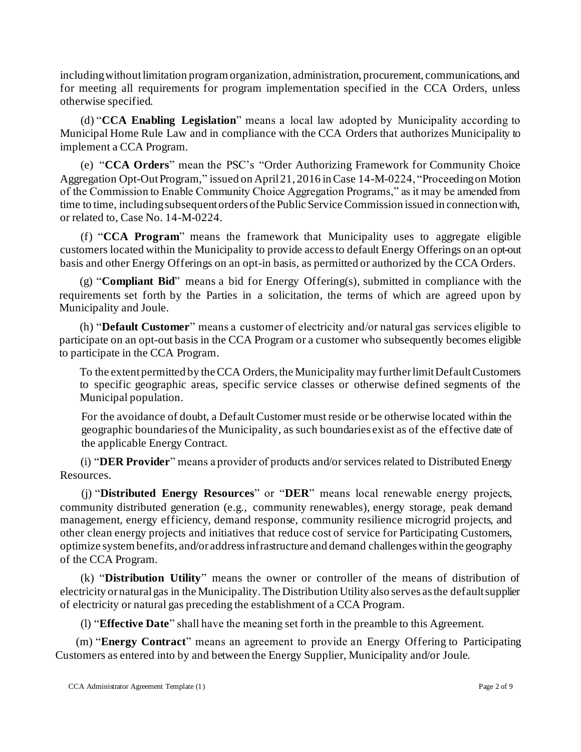including without limitation program organization, administration, procurement, communications, and for meeting all requirements for program implementation specified in the CCA Orders, unless otherwise specified.

(d) "**CCA Enabling Legislation**" means a local law adopted by Municipality according to Municipal Home Rule Law and in compliance with the CCA Orders that authorizes Municipality to implement a CCA Program.

(e) "**CCA Orders**" mean the PSC's "Order Authorizing Framework for Community Choice Aggregation Opt-Out Program," issued on April 21, 2016 in Case 14-M-0224, "Proceeding on Motion of the Commission to Enable Community Choice Aggregation Programs," as it may be amended from time to time, including subsequent orders of the Public Service Commission issued in connection with, or related to, Case No. 14-M-0224.

(f) "**CCA Program**" means the framework that Municipality uses to aggregate eligible customers located within the Municipality to provide access to default Energy Offerings on an opt-out basis and other Energy Offerings on an opt-in basis, as permitted or authorized by the CCA Orders.

(g) "**Compliant Bid**" means a bid for Energy Offering(s), submitted in compliance with the requirements set forth by the Parties in a solicitation, the terms of which are agreed upon by Municipality and Joule.

(h) "**Default Customer**" means a customer of electricity and/or natural gas services eligible to participate on an opt-out basis in the CCA Program or a customer who subsequently becomes eligible to participate in the CCA Program.

To the extent permitted by the CCA Orders, the Municipality may further limit Default Customers to specific geographic areas, specific service classes or otherwise defined segments of the Municipal population.

For the avoidance of doubt, a Default Customer must reside or be otherwise located within the geographic boundaries of the Municipality, as such boundaries exist as of the effective date of the applicable Energy Contract.

(i) "**DER Provider**" means a provider of products and/or services related to Distributed Energy Resources.

(j) "**Distributed Energy Resources**" or "**DER**" means local renewable energy projects, community distributed generation (e.g., community renewables), energy storage, peak demand management, energy efficiency, demand response, community resilience microgrid projects, and other clean energy projects and initiatives that reduce cost of service for Participating Customers, optimize system benefits, and/or address infrastructure and demand challenges within the geography of the CCA Program.

(k) "**Distribution Utility**" means the owner or controller of the means of distribution of electricity or natural gas in the Municipality. The Distribution Utility also serves as the default supplier of electricity or natural gas preceding the establishment of a CCA Program.

(l) "**Effective Date**" shall have the meaning set forth in the preamble to this Agreement.

(m) "**Energy Contract**" means an agreement to provide an Energy Offering to Participating Customers as entered into by and between the Energy Supplier, Municipality and/or Joule.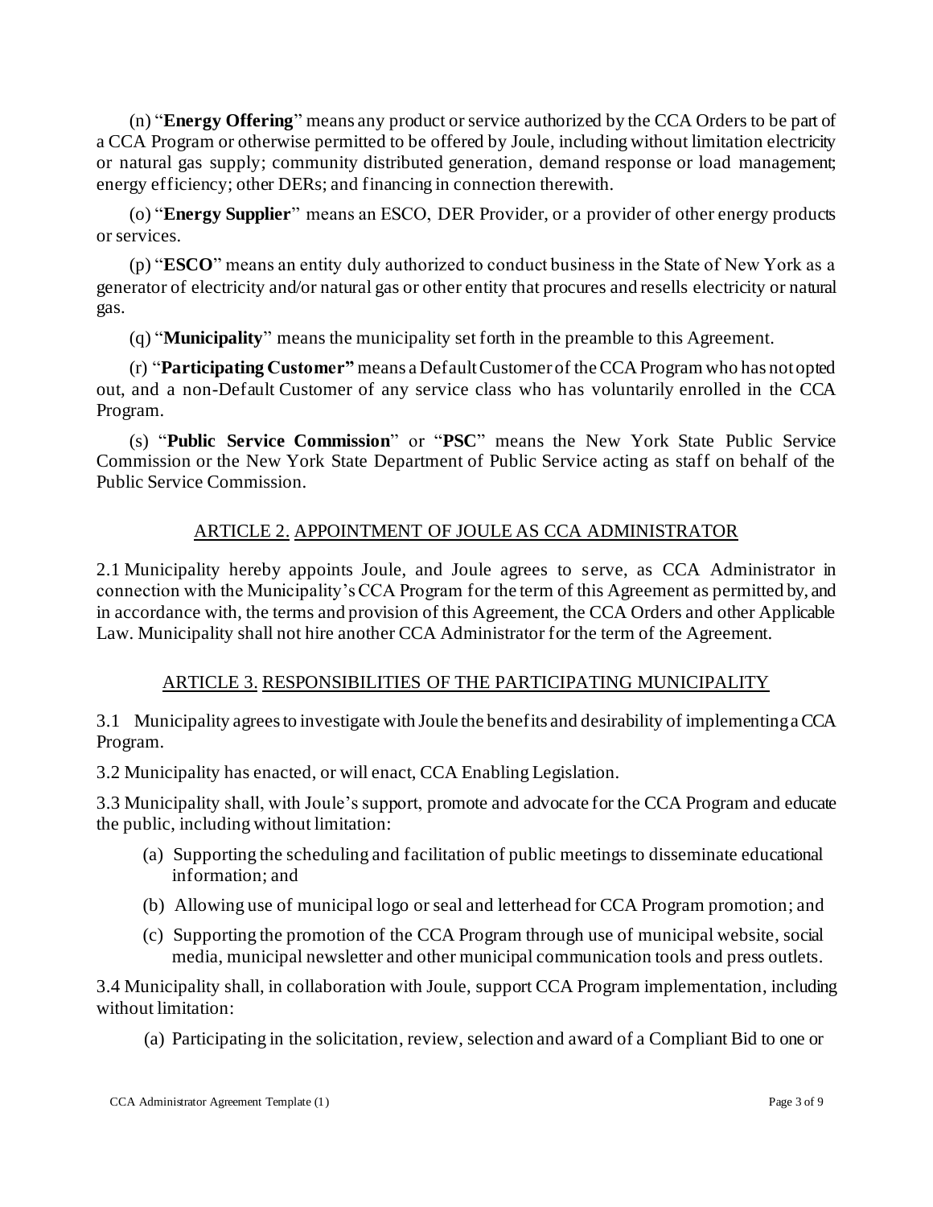(n) "**Energy Offering**" means any product or service authorized by the CCA Orders to be part of a CCA Program or otherwise permitted to be offered by Joule, including without limitation electricity or natural gas supply; community distributed generation, demand response or load management; energy efficiency; other DERs; and financing in connection therewith.

(o) "**Energy Supplier**" means an ESCO, DER Provider, or a provider of other energy products or services.

(p) "**ESCO**" means an entity duly authorized to conduct business in the State of New York as a generator of electricity and/or natural gas or other entity that procures and resells electricity or natural gas.

(q) "**Municipality**" means the municipality set forth in the preamble to this Agreement.

(r) "**Participating Customer"** means a Default Customer of the CCA Program who has not opted out, and a non-Default Customer of any service class who has voluntarily enrolled in the CCA Program.

(s) "**Public Service Commission**" or "**PSC**" means the New York State Public Service Commission or the New York State Department of Public Service acting as staff on behalf of the Public Service Commission.

## ARTICLE 2. APPOINTMENT OF JOULE AS CCA ADMINISTRATOR

2.1 Municipality hereby appoints Joule, and Joule agrees to serve, as CCA Administrator in connection with the Municipality's CCA Program for the term of this Agreement as permitted by, and in accordance with, the terms and provision of this Agreement, the CCA Orders and other Applicable Law. Municipality shall not hire another CCA Administrator for the term of the Agreement.

## ARTICLE 3. RESPONSIBILITIES OF THE PARTICIPATING MUNICIPALITY

3.1 Municipality agrees to investigate with Joule the benefits and desirability of implementing a CCA Program.

3.2 Municipality has enacted, or will enact, CCA Enabling Legislation.

3.3 Municipality shall, with Joule's support, promote and advocate for the CCA Program and educate the public, including without limitation:

(a) Supporting the scheduling and facilitation of public meetings to disseminate educational information; and

(b) Allowing use of municipal logo or seal and letterhead for CCA Program promotion; and

(c) Supporting the promotion of the CCA Program through use of municipal website, social media, municipal newsletter and other municipal communication tools and press outlets.

3.4 Municipality shall, in collaboration with Joule, support CCA Program implementation, including without limitation:

(a) Participating in the solicitation, review, selection and award of a Compliant Bid to one or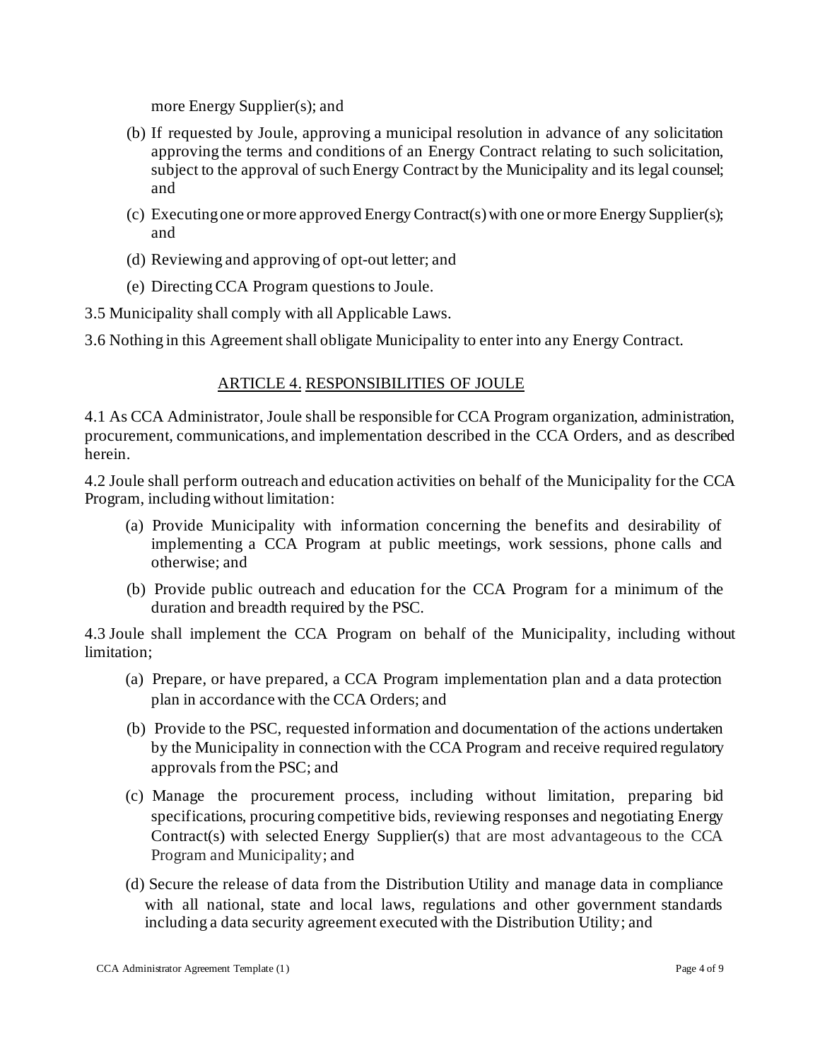more Energy Supplier(s); and

(b) If requested by Joule, approving a municipal resolution in advance of any solicitation approving the terms and conditions of an Energy Contract relating to such solicitation, subject to the approval of such Energy Contract by the Municipality and its legal counsel; and

(c) Executing one or more approved Energy Contract(s) with one or more Energy Supplier(s); and

(d) Reviewing and approving of opt-out letter; and

(e) Directing CCA Program questions to Joule.

3.5 Municipality shall comply with all Applicable Laws.

3.6 Nothing in this Agreement shall obligate Municipality to enter into any Energy Contract.

## ARTICLE 4. RESPONSIBILITIES OF JOULE

4.1 As CCA Administrator, Joule shall be responsible for CCA Program organization, administration, procurement, communications, and implementation described in the CCA Orders, and as described herein.

4.2 Joule shall perform outreach and education activities on behalf of the Municipality for the CCA Program, including without limitation:

(a) Provide Municipality with information concerning the benefits and desirability of implementing a CCA Program at public meetings, work sessions, phone calls and otherwise; and

(b) Provide public outreach and education for the CCA Program for a minimum of the duration and breadth required by the PSC.

4.3 Joule shall implement the CCA Program on behalf of the Municipality, including without limitation;

(a) Prepare, or have prepared, a CCA Program implementation plan and a data protection plan in accordance with the CCA Orders; and

(b) Provide to the PSC, requested information and documentation of the actions undertaken by the Municipality in connection with the CCA Program and receive required regulatory approvals from the PSC; and

(c) Manage the procurement process, including without limitation, preparing bid specifications, procuring competitive bids, reviewing responses and negotiating Energy Contract(s) with selected Energy Supplier(s) that are most advantageous to the CCA Program and Municipality; and

(d) Secure the release of data from the Distribution Utility and manage data in compliance with all national, state and local laws, regulations and other government standards including a data security agreement executed with the Distribution Utility; and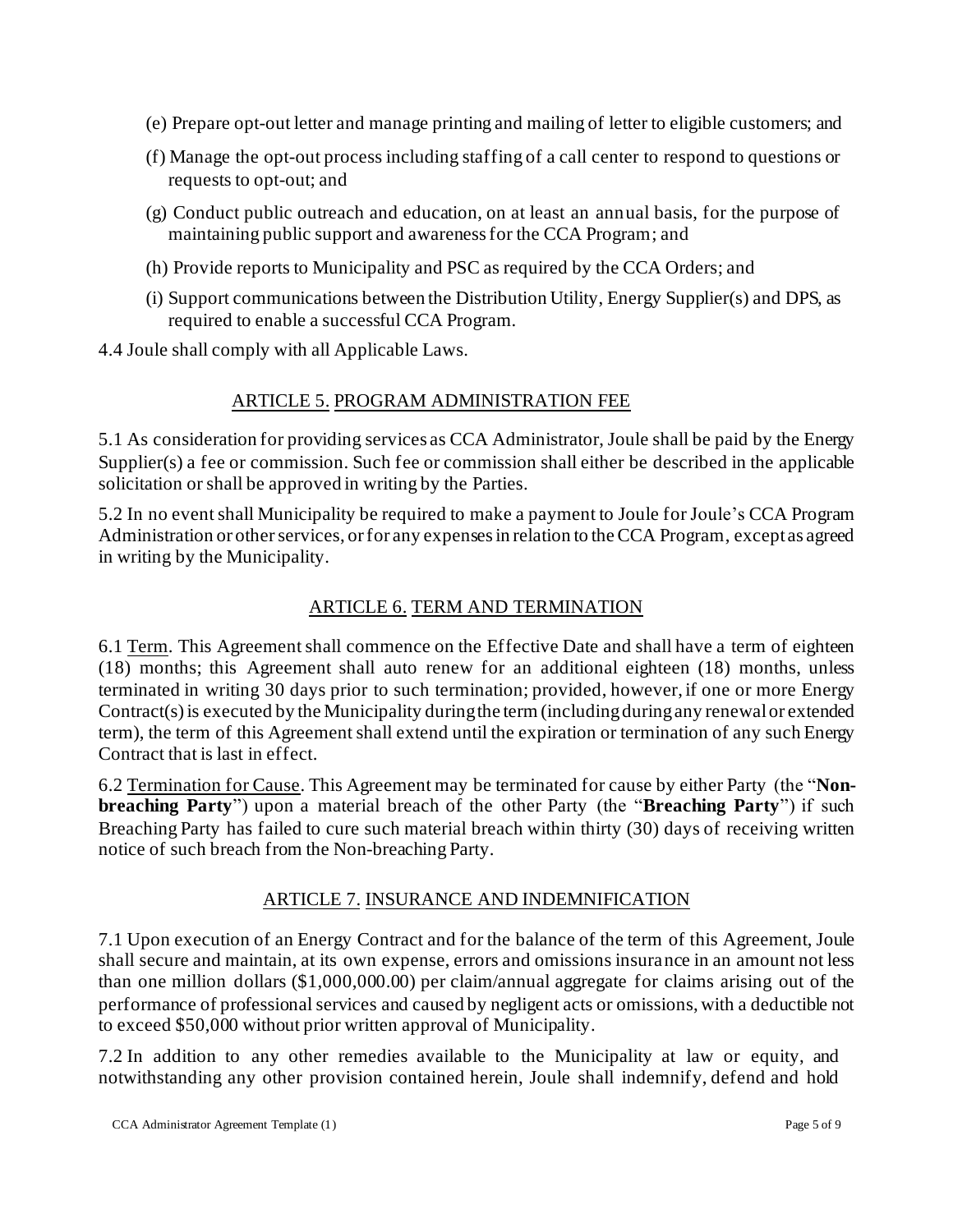(e) Prepare opt-out letter and manage printing and mailing of letter to eligible customers; and

(f) Manage the opt-out process including staffing of a call center to respond to questions or requests to opt-out; and

(g) Conduct public outreach and education, on at least an annual basis, for the purpose of maintaining public support and awareness for the CCA Program; and

(h) Provide reports to Municipality and PSC as required by the CCA Orders; and

(i) Support communications between the Distribution Utility, Energy Supplier(s) and DPS, as required to enable a successful CCA Program.

4.4 Joule shall comply with all Applicable Laws.

## ARTICLE 5. PROGRAM ADMINISTRATION FEE

5.1 As consideration for providing services as CCA Administrator, Joule shall be paid by the Energy Supplier(s) a fee or commission. Such fee or commission shall either be described in the applicable solicitation or shall be approved in writing by the Parties.

5.2 In no event shall Municipality be required to make a payment to Joule for Joule's CCA Program Administration or other services, or for any expenses in relation to the CCA Program, except as agreed in writing by the Municipality.

## ARTICLE 6. TERM AND TERMINATION

6.1 Term. This Agreement shall commence on the Effective Date and shall have a term of eighteen (18) months; this Agreement shall auto renew for an additional eighteen (18) months, unless terminated in writing 30 days prior to such termination; provided, however, if one or more Energy Contract(s) is executed by the Municipality during the term (including during any renewal or extended term), the term of this Agreement shall extend until the expiration or termination of any such Energy Contract that is last in effect.

6.2 Termination for Cause. This Agreement may be terminated for cause by either Party (the "**Non-breaching Party**") upon a material breach of the other Party (the "**Breaching Party**") if such Breaching Party has failed to cure such material breach within thirty (30) days of receiving written notice of such breach from the Non-breaching Party.

## ARTICLE 7. INSURANCE AND INDEMNIFICATION

7.1 Upon execution of an Energy Contract and for the balance of the term of this Agreement, Joule shall secure and maintain, at its own expense, errors and omissions insurance in an amount not less than one million dollars ($1,000,000.00) per claim/annual aggregate for claims arising out of the performance of professional services and caused by negligent acts or omissions, with a deductible not to exceed $50,000 without prior written approval of Municipality.

7.2 In addition to any other remedies available to the Municipality at law or equity, and notwithstanding any other provision contained herein, Joule shall indemnify, defend and hold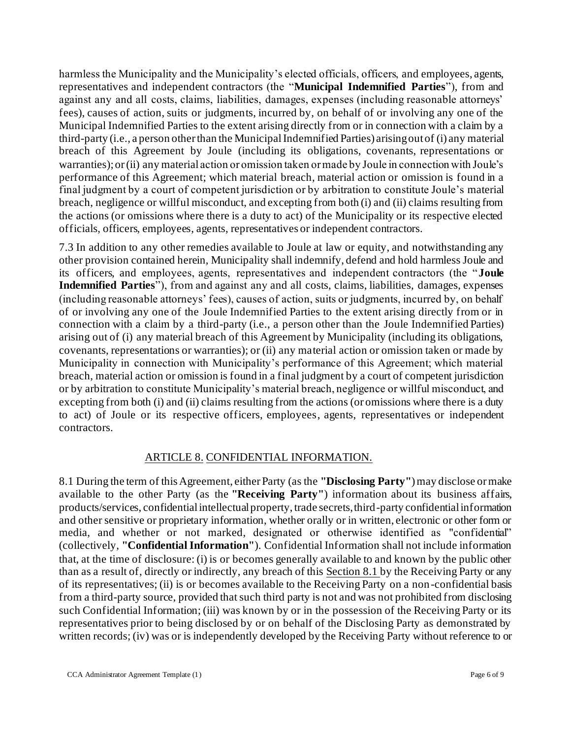harmless the Municipality and the Municipality's elected officials, officers, and employees, agents, representatives and independent contractors (the "**Municipal Indemnified Parties**"), from and against any and all costs, claims, liabilities, damages, expenses (including reasonable attorneys' fees), causes of action, suits or judgments, incurred by, on behalf of or involving any one of the Municipal Indemnified Parties to the extent arising directly from or in connection with a claim by a third-party (i.e., a person other than the Municipal Indemnified Parties) arising out of (i) any material breach of this Agreement by Joule (including its obligations, covenants, representations or warranties); or (ii) any material action or omission taken or made by Joule in connection with Joule's performance of this Agreement; which material breach, material action or omission is found in a final judgment by a court of competent jurisdiction or by arbitration to constitute Joule's material breach, negligence or willful misconduct, and excepting from both (i) and (ii) claims resulting from the actions (or omissions where there is a duty to act) of the Municipality or its respective elected officials, officers, employees, agents, representatives or independent contractors.

7.3 In addition to any other remedies available to Joule at law or equity, and notwithstanding any other provision contained herein, Municipality shall indemnify, defend and hold harmless Joule and its officers, and employees, agents, representatives and independent contractors (the "**Joule Indemnified Parties**"), from and against any and all costs, claims, liabilities, damages, expenses (including reasonable attorneys' fees), causes of action, suits or judgments, incurred by, on behalf of or involving any one of the Joule Indemnified Parties to the extent arising directly from or in connection with a claim by a third-party (i.e., a person other than the Joule Indemnified Parties) arising out of (i) any material breach of this Agreement by Municipality (including its obligations, covenants, representations or warranties); or (ii) any material action or omission taken or made by Municipality in connection with Municipality's performance of this Agreement; which material breach, material action or omission is found in a final judgment by a court of competent jurisdiction or by arbitration to constitute Municipality's material breach, negligence or willful misconduct, and excepting from both (i) and (ii) claims resulting from the actions (or omissions where there is a duty to act) of Joule or its respective officers, employees, agents, representatives or independent contractors.

## ARTICLE 8. CONFIDENTIAL INFORMATION.

8.1 During the term of this Agreement, either Party (as the **"Disclosing Party"**) may disclose or make available to the other Party (as the **"Receiving Party"**) information about its business affairs, products/services, confidential intellectual property, trade secrets, third-party confidential information and other sensitive or proprietary information, whether orally or in written, electronic or other form or media, and whether or not marked, designated or otherwise identified as "confidential" (collectively, **"Confidential Information"**). Confidential Information shall not include information that, at the time of disclosure: (i) is or becomes generally available to and known by the public other than as a result of, directly or indirectly, any breach of this Section 8.1 by the Receiving Party or any of its representatives; (ii) is or becomes available to the Receiving Party on a non-confidential basis from a third-party source, provided that such third party is not and was not prohibited from disclosing such Confidential Information; (iii) was known by or in the possession of the Receiving Party or its representatives prior to being disclosed by or on behalf of the Disclosing Party as demonstrated by written records; (iv) was or is independently developed by the Receiving Party without reference to or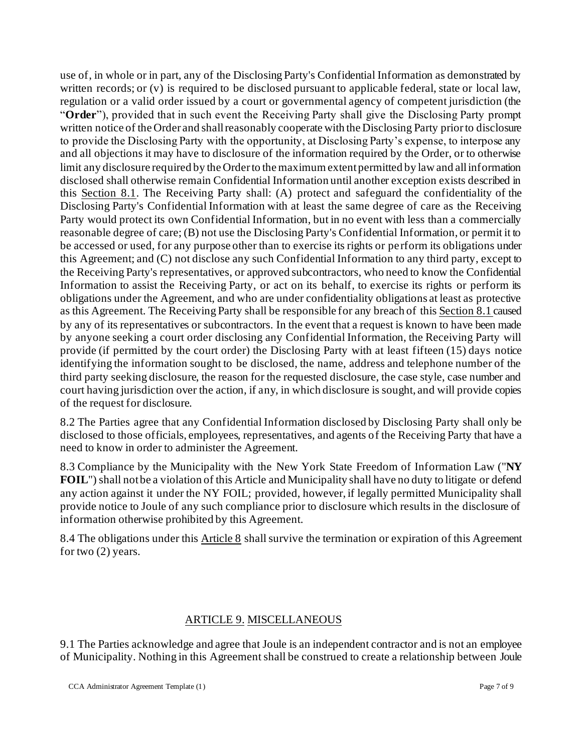use of, in whole or in part, any of the Disclosing Party's Confidential Information as demonstrated by written records; or (v) is required to be disclosed pursuant to applicable federal, state or local law, regulation or a valid order issued by a court or governmental agency of competent jurisdiction (the "**Order**"), provided that in such event the Receiving Party shall give the Disclosing Party prompt written notice of the Order and shall reasonably cooperate with the Disclosing Party prior to disclosure to provide the Disclosing Party with the opportunity, at Disclosing Party's expense, to interpose any and all objections it may have to disclosure of the information required by the Order, or to otherwise limit any disclosure required by the Order to the maximum extent permitted by law and all information disclosed shall otherwise remain Confidential Information until another exception exists described in this Section 8.1. The Receiving Party shall: (A) protect and safeguard the confidentiality of the Disclosing Party's Confidential Information with at least the same degree of care as the Receiving Party would protect its own Confidential Information, but in no event with less than a commercially reasonable degree of care; (B) not use the Disclosing Party's Confidential Information, or permit it to be accessed or used, for any purpose other than to exercise its rights or perform its obligations under this Agreement; and (C) not disclose any such Confidential Information to any third party, except to the Receiving Party's representatives, or approved subcontractors, who need to know the Confidential Information to assist the Receiving Party, or act on its behalf, to exercise its rights or perform its obligations under the Agreement, and who are under confidentiality obligations at least as protective as this Agreement. The Receiving Party shall be responsible for any breach of this Section 8.1 caused by any of its representatives or subcontractors. In the event that a request is known to have been made by anyone seeking a court order disclosing any Confidential Information, the Receiving Party will provide (if permitted by the court order) the Disclosing Party with at least fifteen (15) days notice identifying the information sought to be disclosed, the name, address and telephone number of the third party seeking disclosure, the reason for the requested disclosure, the case style, case number and court having jurisdiction over the action, if any, in which disclosure is sought, and will provide copies of the request for disclosure.

8.2 The Parties agree that any Confidential Information disclosed by Disclosing Party shall only be disclosed to those officials, employees, representatives, and agents of the Receiving Party that have a need to know in order to administer the Agreement.

8.3 Compliance by the Municipality with the New York State Freedom of Information Law ("**NY FOIL**") shall not be a violation of this Article and Municipality shall have no duty to litigate or defend any action against it under the NY FOIL; provided, however, if legally permitted Municipality shall provide notice to Joule of any such compliance prior to disclosure which results in the disclosure of information otherwise prohibited by this Agreement.

8.4 The obligations under this Article 8 shall survive the termination or expiration of this Agreement for two (2) years.

## ARTICLE 9. MISCELLANEOUS

9.1 The Parties acknowledge and agree that Joule is an independent contractor and is not an employee of Municipality. Nothing in this Agreement shall be construed to create a relationship between Joule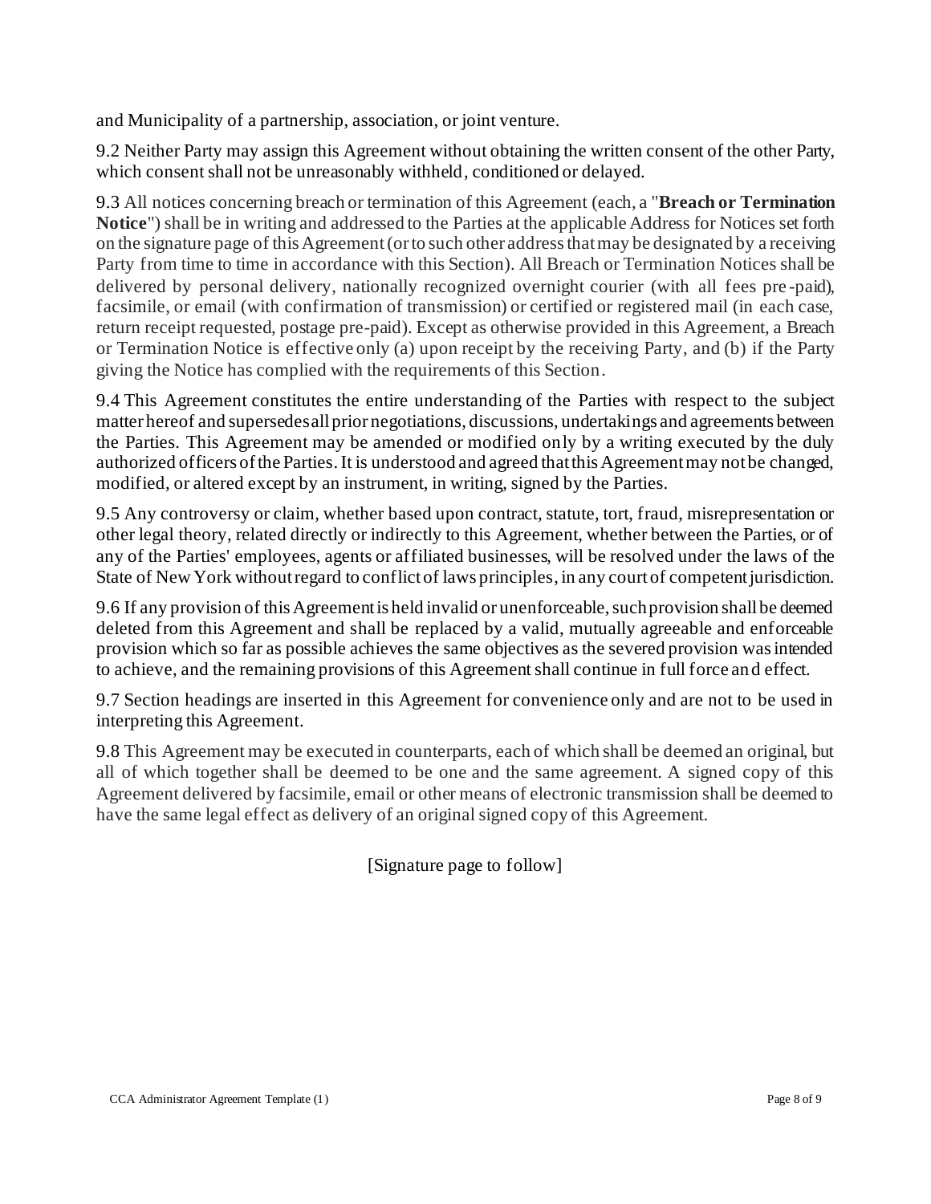and Municipality of a partnership, association, or joint venture.

9.2 Neither Party may assign this Agreement without obtaining the written consent of the other Party, which consent shall not be unreasonably withheld, conditioned or delayed.

9.3 All notices concerning breach or termination of this Agreement (each, a "**Breach or Termination Notice**") shall be in writing and addressed to the Parties at the applicable Address for Notices set forth on the signature page of this Agreement (or to such other address that may be designated by a receiving Party from time to time in accordance with this Section). All Breach or Termination Notices shall be delivered by personal delivery, nationally recognized overnight courier (with all fees pre-paid), facsimile, or email (with confirmation of transmission) or certified or registered mail (in each case, return receipt requested, postage pre-paid). Except as otherwise provided in this Agreement, a Breach or Termination Notice is effective only (a) upon receipt by the receiving Party, and (b) if the Party giving the Notice has complied with the requirements of this Section.

9.4 This Agreement constitutes the entire understanding of the Parties with respect to the subject matter hereof and supersedes all prior negotiations, discussions, undertakings and agreements between the Parties. This Agreement may be amended or modified only by a writing executed by the duly authorized officers of the Parties. It is understood and agreed that this Agreement may not be changed, modified, or altered except by an instrument, in writing, signed by the Parties.

9.5 Any controversy or claim, whether based upon contract, statute, tort, fraud, misrepresentation or other legal theory, related directly or indirectly to this Agreement, whether between the Parties, or of any of the Parties' employees, agents or affiliated businesses, will be resolved under the laws of the State of New York without regard to conflict of laws principles, in any court of competent jurisdiction.

9.6 If any provision of this Agreement is held invalid or unenforceable, such provision shall be deemed deleted from this Agreement and shall be replaced by a valid, mutually agreeable and enforceable provision which so far as possible achieves the same objectives as the severed provision was intended to achieve, and the remaining provisions of this Agreement shall continue in full force and effect.

9.7 Section headings are inserted in this Agreement for convenience only and are not to be used in interpreting this Agreement.

9.8 This Agreement may be executed in counterparts, each of which shall be deemed an original, but all of which together shall be deemed to be one and the same agreement. A signed copy of this Agreement delivered by facsimile, email or other means of electronic transmission shall be deemed to have the same legal effect as delivery of an original signed copy of this Agreement.

[Signature page to follow]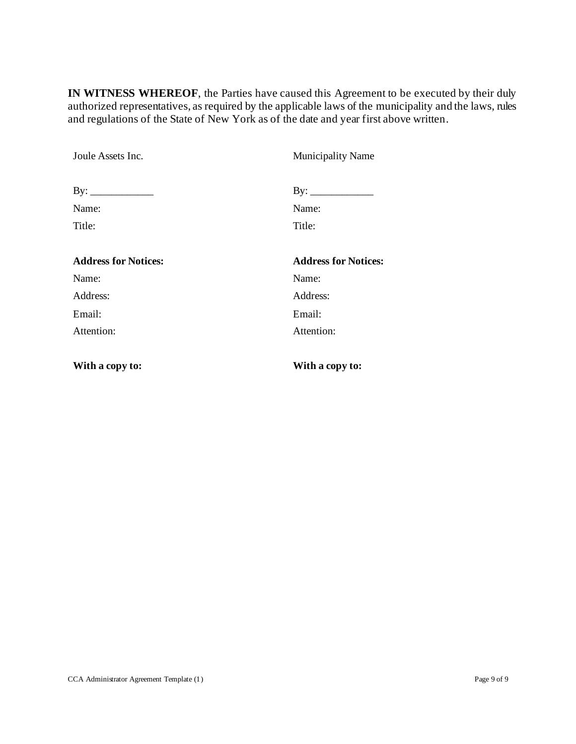**IN WITNESS WHEREOF**, the Parties have caused this Agreement to be executed by their duly authorized representatives, as required by the applicable laws of the municipality and the laws, rules and regulations of the State of New York as of the date and year first above written.

| | |
|---|---|
| Joule Assets Inc. | Municipality Name |
| By: ____________ | By: ____________ |
| Name: | Name: |
| Title: | Title: |
| **Address for Notices:** | **Address for Notices:** |
| Name: | Name: |
| Address: | Address: |
| Email: | Email: |
| Attention: | Attention: |
| **With a copy to:** | **With a copy to:** |

CCA Administrator Agreement Template (1)